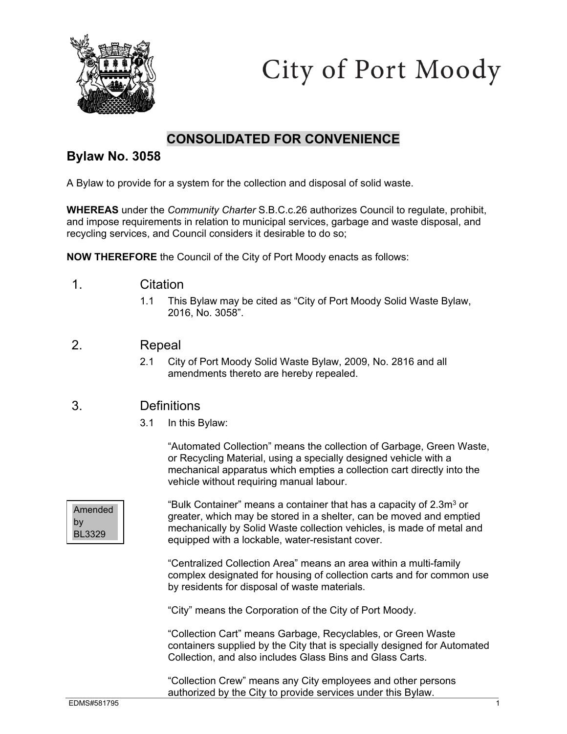City of Port Moody

**CONSOLIDATED FOR CONVENIENCE**

## Bylaw No. 3058

A Bylaw to provide for a system for the collection and disposal of solid waste.

**WHEREAS** under the *Community Charter* S.B.C.c.26 authorizes Council to regulate, prohibit, and impose requirements in relation to municipal services, garbage and waste disposal, and recycling services, and Council considers it desirable to do so;

**NOW THEREFORE** the Council of the City of Port Moody enacts as follows:

### 1. Citation

1.1 This Bylaw may be cited as “City of Port Moody Solid Waste Bylaw, 2016, No. 3058”.

### 2. Repeal

2.1 City of Port Moody Solid Waste Bylaw, 2009, No. 2816 and all amendments thereto are hereby repealed.

### 3. Definitions

3.1 In this Bylaw:

“Automated Collection” means the collection of Garbage, Green Waste, or Recycling Material, using a specially designed vehicle with a mechanical apparatus which empties a collection cart directly into the vehicle without requiring manual labour.

Amended by BL3329

“Bulk Container” means a container that has a capacity of 2.3m$^3$ or greater, which may be stored in a shelter, can be moved and emptied mechanically by Solid Waste collection vehicles, is made of metal and equipped with a lockable, water-resistant cover.

“Centralized Collection Area” means an area within a multi-family complex designated for housing of collection carts and for common use by residents for disposal of waste materials.

“City” means the Corporation of the City of Port Moody.

“Collection Cart” means Garbage, Recyclables, or Green Waste containers supplied by the City that is specially designed for Automated Collection, and also includes Glass Bins and Glass Carts.

“Collection Crew” means any City employees and other persons authorized by the City to provide services under this Bylaw.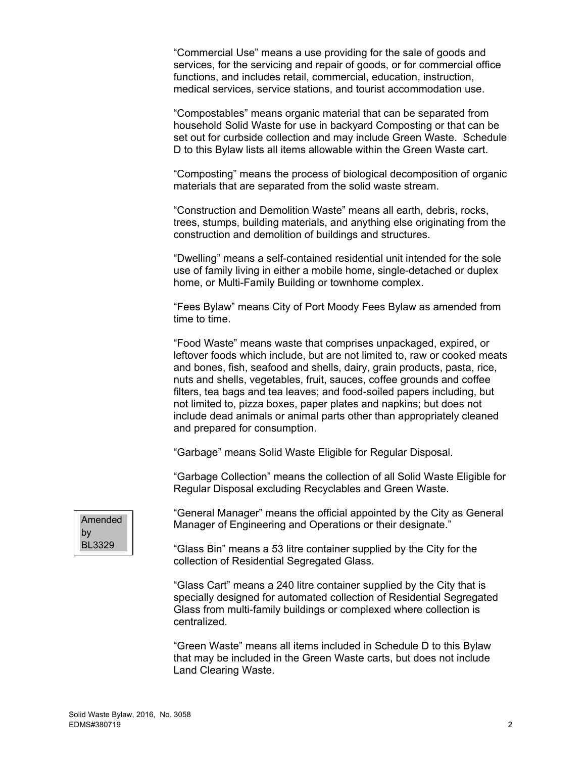"Commercial Use" means a use providing for the sale of goods and services, for the servicing and repair of goods, or for commercial office functions, and includes retail, commercial, education, instruction, medical services, service stations, and tourist accommodation use.

"Compostables" means organic material that can be separated from household Solid Waste for use in backyard Composting or that can be set out for curbside collection and may include Green Waste. Schedule D to this Bylaw lists all items allowable within the Green Waste cart.

"Composting" means the process of biological decomposition of organic materials that are separated from the solid waste stream.

"Construction and Demolition Waste" means all earth, debris, rocks, trees, stumps, building materials, and anything else originating from the construction and demolition of buildings and structures.

"Dwelling" means a self-contained residential unit intended for the sole use of family living in either a mobile home, single-detached or duplex home, or Multi-Family Building or townhome complex.

"Fees Bylaw" means City of Port Moody Fees Bylaw as amended from time to time.

"Food Waste" means waste that comprises unpackaged, expired, or leftover foods which include, but are not limited to, raw or cooked meats and bones, fish, seafood and shells, dairy, grain products, pasta, rice, nuts and shells, vegetables, fruit, sauces, coffee grounds and coffee filters, tea bags and tea leaves; and food-soiled papers including, but not limited to, pizza boxes, paper plates and napkins; but does not include dead animals or animal parts other than appropriately cleaned and prepared for consumption.

"Garbage" means Solid Waste Eligible for Regular Disposal.

"Garbage Collection" means the collection of all Solid Waste Eligible for Regular Disposal excluding Recyclables and Green Waste.

Amended by BL3329

"General Manager" means the official appointed by the City as General Manager of Engineering and Operations or their designate."

"Glass Bin" means a 53 litre container supplied by the City for the collection of Residential Segregated Glass.

"Glass Cart" means a 240 litre container supplied by the City that is specially designed for automated collection of Residential Segregated Glass from multi-family buildings or complexed where collection is centralized.

"Green Waste" means all items included in Schedule D to this Bylaw that may be included in the Green Waste carts, but does not include Land Clearing Waste.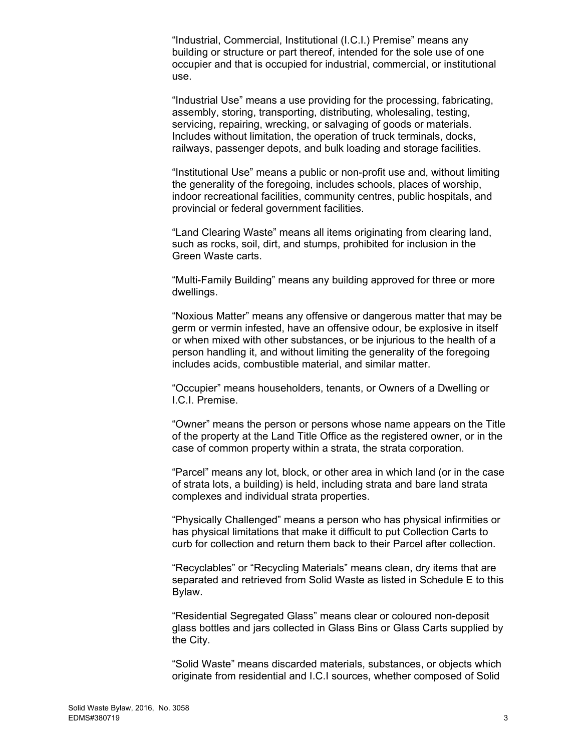"Industrial, Commercial, Institutional (I.C.I.) Premise" means any building or structure or part thereof, intended for the sole use of one occupier and that is occupied for industrial, commercial, or institutional use.

"Industrial Use" means a use providing for the processing, fabricating, assembly, storing, transporting, distributing, wholesaling, testing, servicing, repairing, wrecking, or salvaging of goods or materials. Includes without limitation, the operation of truck terminals, docks, railways, passenger depots, and bulk loading and storage facilities.

"Institutional Use" means a public or non-profit use and, without limiting the generality of the foregoing, includes schools, places of worship, indoor recreational facilities, community centres, public hospitals, and provincial or federal government facilities.

"Land Clearing Waste" means all items originating from clearing land, such as rocks, soil, dirt, and stumps, prohibited for inclusion in the Green Waste carts.

"Multi-Family Building" means any building approved for three or more dwellings.

"Noxious Matter" means any offensive or dangerous matter that may be germ or vermin infested, have an offensive odour, be explosive in itself or when mixed with other substances, or be injurious to the health of a person handling it, and without limiting the generality of the foregoing includes acids, combustible material, and similar matter.

"Occupier" means householders, tenants, or Owners of a Dwelling or I.C.I. Premise.

"Owner" means the person or persons whose name appears on the Title of the property at the Land Title Office as the registered owner, or in the case of common property within a strata, the strata corporation.

"Parcel" means any lot, block, or other area in which land (or in the case of strata lots, a building) is held, including strata and bare land strata complexes and individual strata properties.

"Physically Challenged" means a person who has physical infirmities or has physical limitations that make it difficult to put Collection Carts to curb for collection and return them back to their Parcel after collection.

"Recyclables" or "Recycling Materials" means clean, dry items that are separated and retrieved from Solid Waste as listed in Schedule E to this Bylaw.

"Residential Segregated Glass" means clear or coloured non-deposit glass bottles and jars collected in Glass Bins or Glass Carts supplied by the City.

"Solid Waste" means discarded materials, substances, or objects which originate from residential and I.C.I sources, whether composed of Solid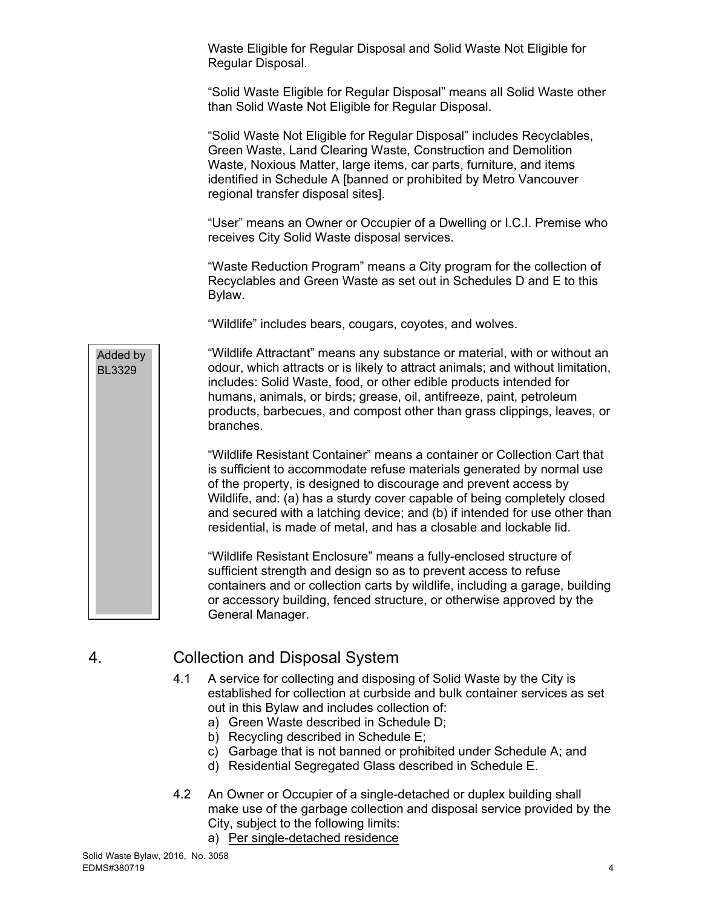Waste Eligible for Regular Disposal and Solid Waste Not Eligible for Regular Disposal.

"Solid Waste Eligible for Regular Disposal" means all Solid Waste other than Solid Waste Not Eligible for Regular Disposal.

"Solid Waste Not Eligible for Regular Disposal" includes Recyclables, Green Waste, Land Clearing Waste, Construction and Demolition Waste, Noxious Matter, large items, car parts, furniture, and items identified in Schedule A [banned or prohibited by Metro Vancouver regional transfer disposal sites].

"User" means an Owner or Occupier of a Dwelling or I.C.I. Premise who receives City Solid Waste disposal services.

"Waste Reduction Program" means a City program for the collection of Recyclables and Green Waste as set out in Schedules D and E to this Bylaw.

"Wildlife" includes bears, cougars, coyotes, and wolves.

Added by BL3329

"Wildlife Attractant" means any substance or material, with or without an odour, which attracts or is likely to attract animals; and without limitation, includes: Solid Waste, food, or other edible products intended for humans, animals, or birds; grease, oil, antifreeze, paint, petroleum products, barbecues, and compost other than grass clippings, leaves, or branches.

"Wildlife Resistant Container" means a container or Collection Cart that is sufficient to accommodate refuse materials generated by normal use of the property, is designed to discourage and prevent access by Wildlife, and: (a) has a sturdy cover capable of being completely closed and secured with a latching device; and (b) if intended for use other than residential, is made of metal, and has a closable and lockable lid.

"Wildlife Resistant Enclosure" means a fully-enclosed structure of sufficient strength and design so as to prevent access to refuse containers and or collection carts by wildlife, including a garage, building or accessory building, fenced structure, or otherwise approved by the General Manager.

## 4. Collection and Disposal System

4.1 A service for collecting and disposing of Solid Waste by the City is established for collection at curbside and bulk container services as set out in this Bylaw and includes collection of:

a) Green Waste described in Schedule D;
b) Recycling described in Schedule E;
c) Garbage that is not banned or prohibited under Schedule A; and
d) Residential Segregated Glass described in Schedule E.

4.2 An Owner or Occupier of a single-detached or duplex building shall make use of the garbage collection and disposal service provided by the City, subject to the following limits:

a) <u>Per single-detached residence</u>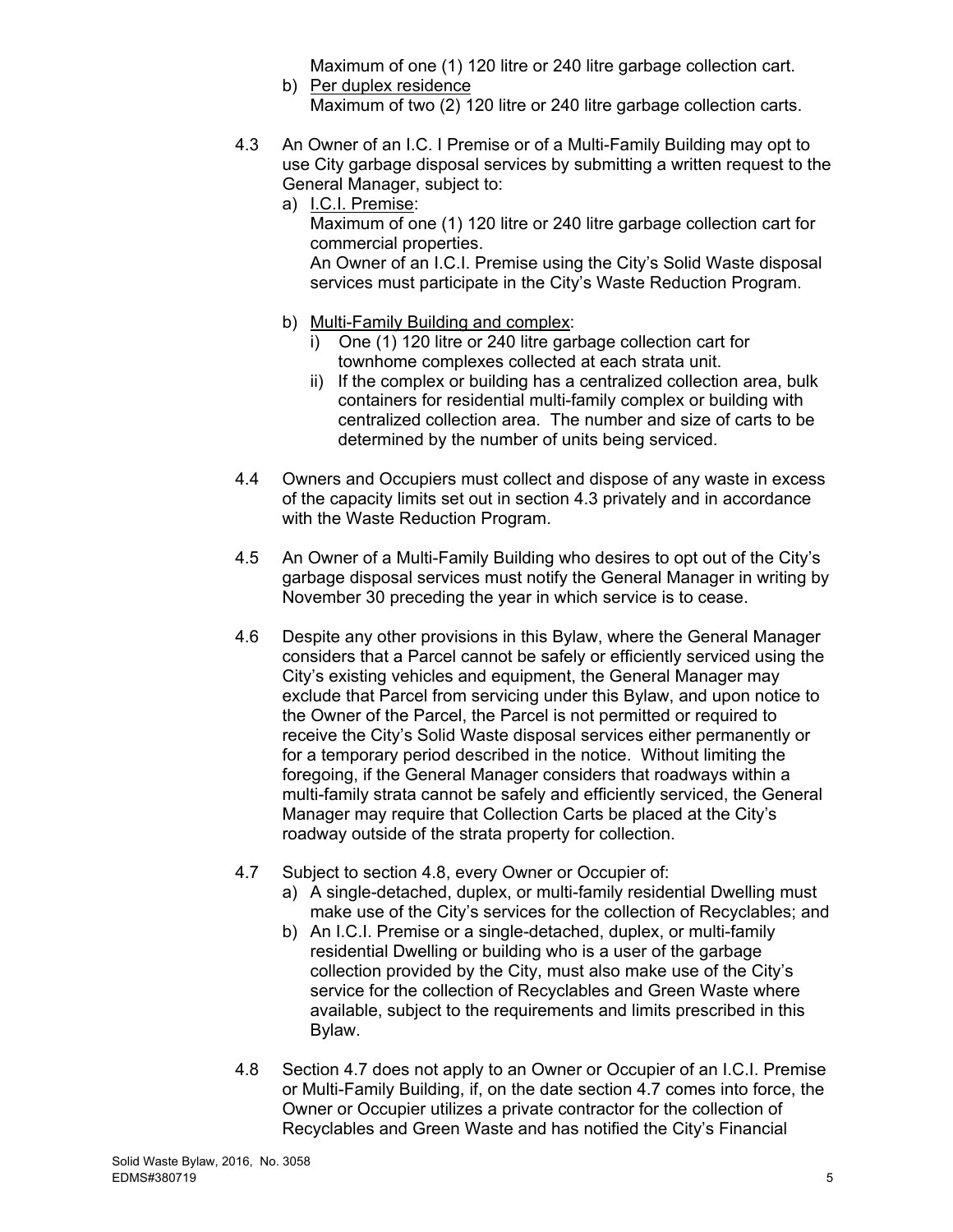Maximum of one (1) 120 litre or 240 litre garbage collection cart.

b) Per duplex residence
Maximum of two (2) 120 litre or 240 litre garbage collection carts.

4.3 An Owner of an I.C. I Premise or of a Multi-Family Building may opt to use City garbage disposal services by submitting a written request to the General Manager, subject to:

a) I.C.I. Premise:
Maximum of one (1) 120 litre or 240 litre garbage collection cart for commercial properties.
An Owner of an I.C.I. Premise using the City's Solid Waste disposal services must participate in the City's Waste Reduction Program.

b) Multi-Family Building and complex:
   i) One (1) 120 litre or 240 litre garbage collection cart for townhome complexes collected at each strata unit.
   ii) If the complex or building has a centralized collection area, bulk containers for residential multi-family complex or building with centralized collection area. The number and size of carts to be determined by the number of units being serviced.

4.4 Owners and Occupiers must collect and dispose of any waste in excess of the capacity limits set out in section 4.3 privately and in accordance with the Waste Reduction Program.

4.5 An Owner of a Multi-Family Building who desires to opt out of the City's garbage disposal services must notify the General Manager in writing by November 30 preceding the year in which service is to cease.

4.6 Despite any other provisions in this Bylaw, where the General Manager considers that a Parcel cannot be safely or efficiently serviced using the City's existing vehicles and equipment, the General Manager may exclude that Parcel from servicing under this Bylaw, and upon notice to the Owner of the Parcel, the Parcel is not permitted or required to receive the City's Solid Waste disposal services either permanently or for a temporary period described in the notice. Without limiting the foregoing, if the General Manager considers that roadways within a multi-family strata cannot be safely and efficiently serviced, the General Manager may require that Collection Carts be placed at the City's roadway outside of the strata property for collection.

4.7 Subject to section 4.8, every Owner or Occupier of:

a) A single-detached, duplex, or multi-family residential Dwelling must make use of the City's services for the collection of Recyclables; and
b) An I.C.I. Premise or a single-detached, duplex, or multi-family residential Dwelling or building who is a user of the garbage collection provided by the City, must also make use of the City's service for the collection of Recyclables and Green Waste where available, subject to the requirements and limits prescribed in this Bylaw.

4.8 Section 4.7 does not apply to an Owner or Occupier of an I.C.I. Premise or Multi-Family Building, if, on the date section 4.7 comes into force, the Owner or Occupier utilizes a private contractor for the collection of Recyclables and Green Waste and has notified the City's Financial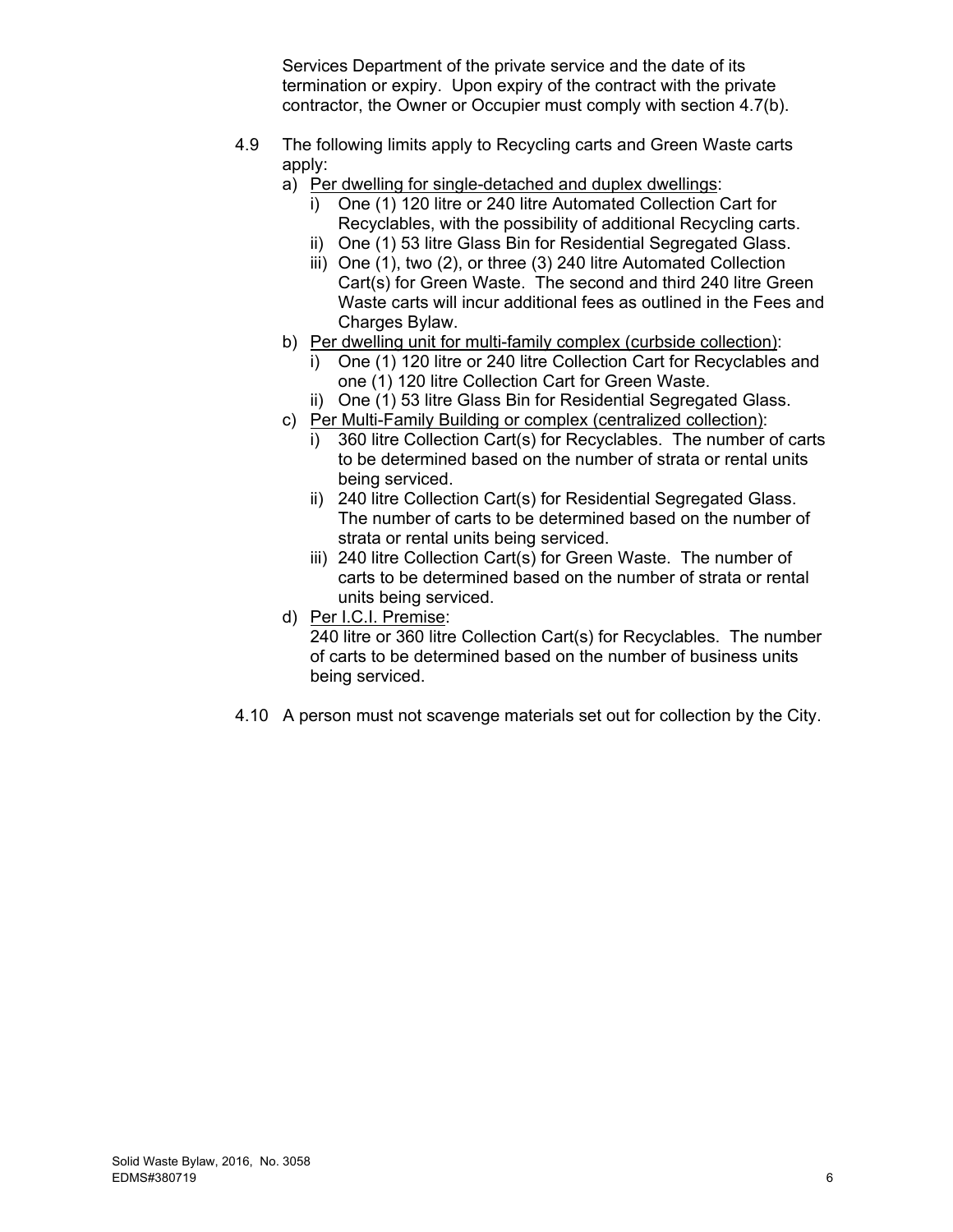Services Department of the private service and the date of its termination or expiry. Upon expiry of the contract with the private contractor, the Owner or Occupier must comply with section 4.7(b).

4.9 The following limits apply to Recycling carts and Green Waste carts apply:

a) Per dwelling for single-detached and duplex dwellings:
   i) One (1) 120 litre or 240 litre Automated Collection Cart for Recyclables, with the possibility of additional Recycling carts.
   ii) One (1) 53 litre Glass Bin for Residential Segregated Glass.
   iii) One (1), two (2), or three (3) 240 litre Automated Collection Cart(s) for Green Waste. The second and third 240 litre Green Waste carts will incur additional fees as outlined in the Fees and Charges Bylaw.

b) Per dwelling unit for multi-family complex (curbside collection):
   i) One (1) 120 litre or 240 litre Collection Cart for Recyclables and one (1) 120 litre Collection Cart for Green Waste.
   ii) One (1) 53 litre Glass Bin for Residential Segregated Glass.

c) Per Multi-Family Building or complex (centralized collection):
   i) 360 litre Collection Cart(s) for Recyclables. The number of carts to be determined based on the number of strata or rental units being serviced.
   ii) 240 litre Collection Cart(s) for Residential Segregated Glass. The number of carts to be determined based on the number of strata or rental units being serviced.
   iii) 240 litre Collection Cart(s) for Green Waste. The number of carts to be determined based on the number of strata or rental units being serviced.

d) Per I.C.I. Premise:
   240 litre or 360 litre Collection Cart(s) for Recyclables. The number of carts to be determined based on the number of business units being serviced.

4.10 A person must not scavenge materials set out for collection by the City.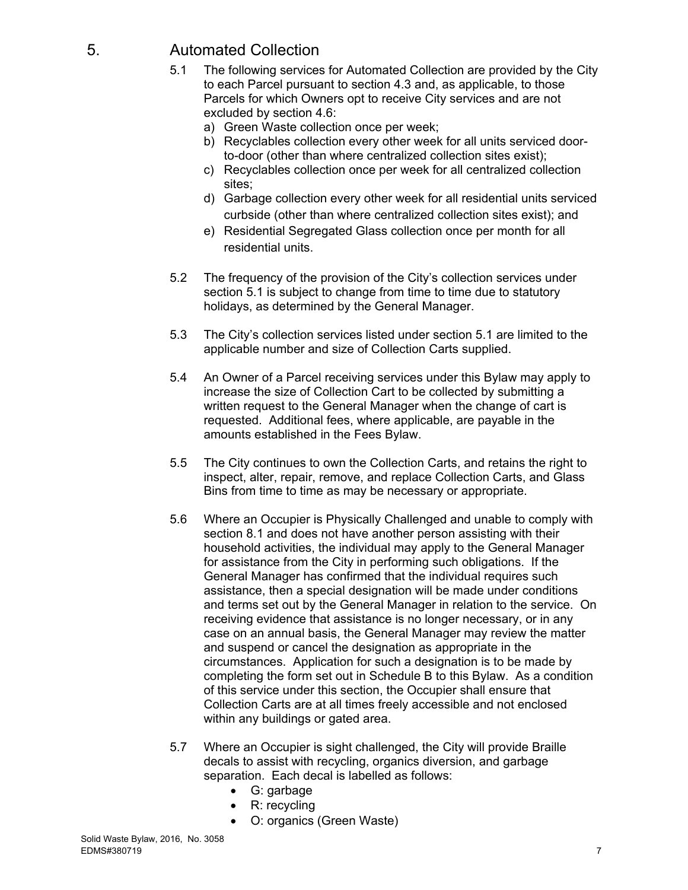## 5. Automated Collection

5.1 The following services for Automated Collection are provided by the City to each Parcel pursuant to section 4.3 and, as applicable, to those Parcels for which Owners opt to receive City services and are not excluded by section 4.6:

a) Green Waste collection once per week;

b) Recyclables collection every other week for all units serviced door-to-door (other than where centralized collection sites exist);

c) Recyclables collection once per week for all centralized collection sites;

d) Garbage collection every other week for all residential units serviced curbside (other than where centralized collection sites exist); and

e) Residential Segregated Glass collection once per month for all residential units.

5.2 The frequency of the provision of the City's collection services under section 5.1 is subject to change from time to time due to statutory holidays, as determined by the General Manager.

5.3 The City's collection services listed under section 5.1 are limited to the applicable number and size of Collection Carts supplied.

5.4 An Owner of a Parcel receiving services under this Bylaw may apply to increase the size of Collection Cart to be collected by submitting a written request to the General Manager when the change of cart is requested. Additional fees, where applicable, are payable in the amounts established in the Fees Bylaw.

5.5 The City continues to own the Collection Carts, and retains the right to inspect, alter, repair, remove, and replace Collection Carts, and Glass Bins from time to time as may be necessary or appropriate.

5.6 Where an Occupier is Physically Challenged and unable to comply with section 8.1 and does not have another person assisting with their household activities, the individual may apply to the General Manager for assistance from the City in performing such obligations. If the General Manager has confirmed that the individual requires such assistance, then a special designation will be made under conditions and terms set out by the General Manager in relation to the service. On receiving evidence that assistance is no longer necessary, or in any case on an annual basis, the General Manager may review the matter and suspend or cancel the designation as appropriate in the circumstances. Application for such a designation is to be made by completing the form set out in Schedule B to this Bylaw. As a condition of this service under this section, the Occupier shall ensure that Collection Carts are at all times freely accessible and not enclosed within any buildings or gated area.

5.7 Where an Occupier is sight challenged, the City will provide Braille decals to assist with recycling, organics diversion, and garbage separation. Each decal is labelled as follows:

- G: garbage
- R: recycling
- O: organics (Green Waste)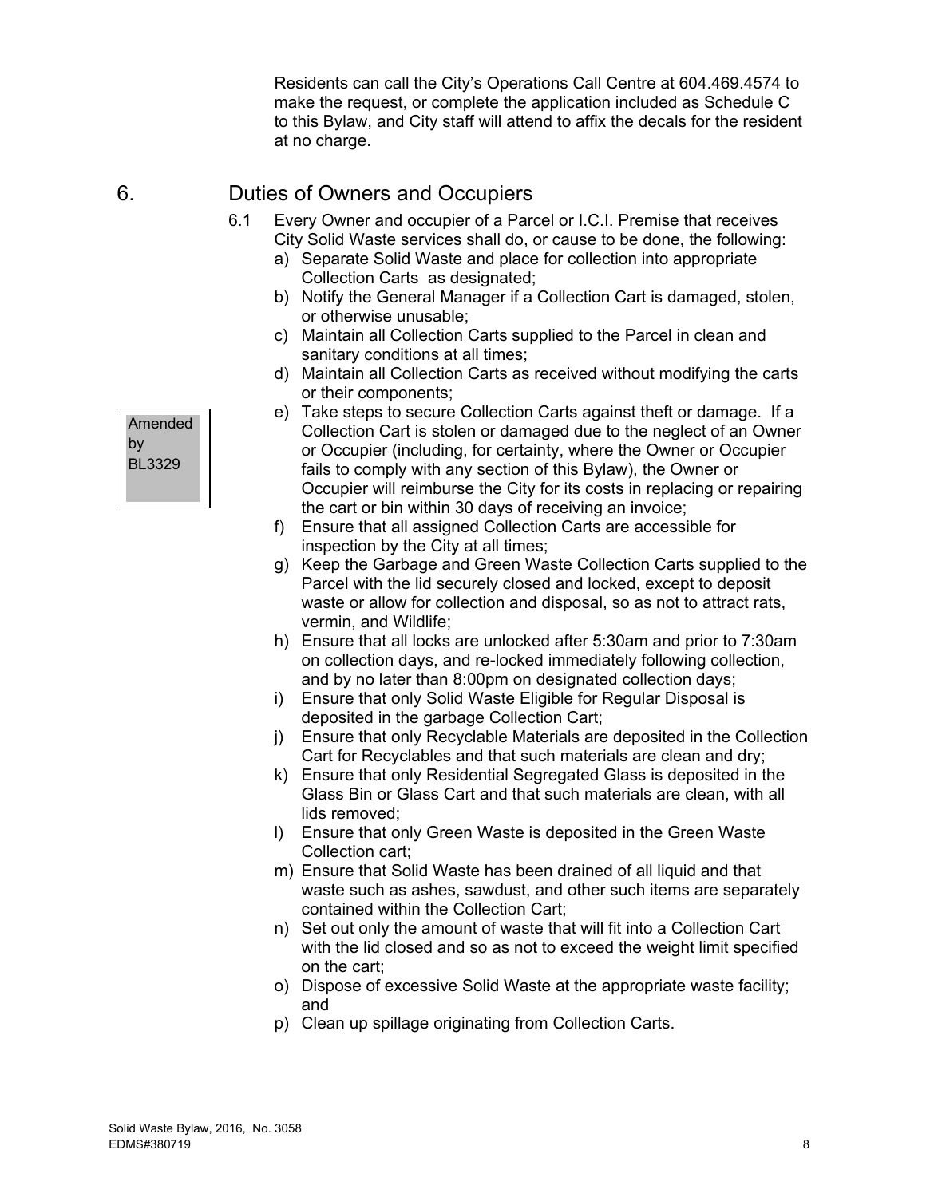Residents can call the City's Operations Call Centre at 604.469.4574 to make the request, or complete the application included as Schedule C to this Bylaw, and City staff will attend to affix the decals for the resident at no charge.

## 6. Duties of Owners and Occupiers

6.1 Every Owner and occupier of a Parcel or I.C.I. Premise that receives City Solid Waste services shall do, or cause to be done, the following:

a) Separate Solid Waste and place for collection into appropriate Collection Carts as designated;

b) Notify the General Manager if a Collection Cart is damaged, stolen, or otherwise unusable;

c) Maintain all Collection Carts supplied to the Parcel in clean and sanitary conditions at all times;

d) Maintain all Collection Carts as received without modifying the carts or their components;

e) Take steps to secure Collection Carts against theft or damage. If a Collection Cart is stolen or damaged due to the neglect of an Owner or Occupier (including, for certainty, where the Owner or Occupier fails to comply with any section of this Bylaw), the Owner or Occupier will reimburse the City for its costs in replacing or repairing the cart or bin within 30 days of receiving an invoice;

Amended by BL3329

f) Ensure that all assigned Collection Carts are accessible for inspection by the City at all times;

g) Keep the Garbage and Green Waste Collection Carts supplied to the Parcel with the lid securely closed and locked, except to deposit waste or allow for collection and disposal, so as not to attract rats, vermin, and Wildlife;

h) Ensure that all locks are unlocked after 5:30am and prior to 7:30am on collection days, and re-locked immediately following collection, and by no later than 8:00pm on designated collection days;

i) Ensure that only Solid Waste Eligible for Regular Disposal is deposited in the garbage Collection Cart;

j) Ensure that only Recyclable Materials are deposited in the Collection Cart for Recyclables and that such materials are clean and dry;

k) Ensure that only Residential Segregated Glass is deposited in the Glass Bin or Glass Cart and that such materials are clean, with all lids removed;

l) Ensure that only Green Waste is deposited in the Green Waste Collection cart;

m) Ensure that Solid Waste has been drained of all liquid and that waste such as ashes, sawdust, and other such items are separately contained within the Collection Cart;

n) Set out only the amount of waste that will fit into a Collection Cart with the lid closed and so as not to exceed the weight limit specified on the cart;

o) Dispose of excessive Solid Waste at the appropriate waste facility; and

p) Clean up spillage originating from Collection Carts.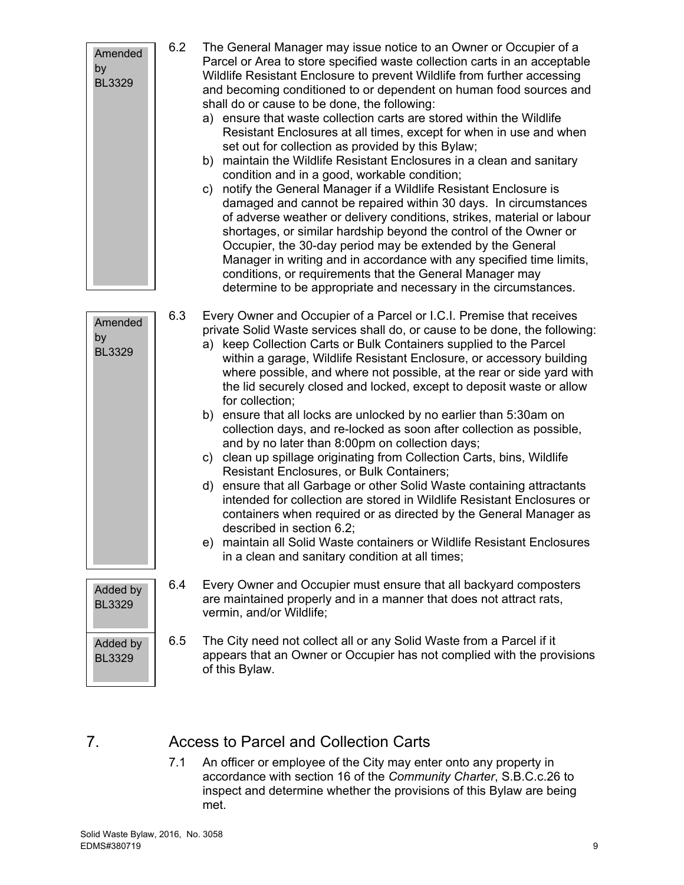Amended by BL3329

6.2 The General Manager may issue notice to an Owner or Occupier of a Parcel or Area to store specified waste collection carts in an acceptable Wildlife Resistant Enclosure to prevent Wildlife from further accessing and becoming conditioned to or dependent on human food sources and shall do or cause to be done, the following:

a) ensure that waste collection carts are stored within the Wildlife Resistant Enclosures at all times, except for when in use and when set out for collection as provided by this Bylaw;
b) maintain the Wildlife Resistant Enclosures in a clean and sanitary condition and in a good, workable condition;
c) notify the General Manager if a Wildlife Resistant Enclosure is damaged and cannot be repaired within 30 days. In circumstances of adverse weather or delivery conditions, strikes, material or labour shortages, or similar hardship beyond the control of the Owner or Occupier, the 30-day period may be extended by the General Manager in writing and in accordance with any specified time limits, conditions, or requirements that the General Manager may determine to be appropriate and necessary in the circumstances.

Amended by BL3329

6.3 Every Owner and Occupier of a Parcel or I.C.I. Premise that receives private Solid Waste services shall do, or cause to be done, the following:

a) keep Collection Carts or Bulk Containers supplied to the Parcel within a garage, Wildlife Resistant Enclosure, or accessory building where possible, and where not possible, at the rear or side yard with the lid securely closed and locked, except to deposit waste or allow for collection;
b) ensure that all locks are unlocked by no earlier than 5:30am on collection days, and re-locked as soon after collection as possible, and by no later than 8:00pm on collection days;
c) clean up spillage originating from Collection Carts, bins, Wildlife Resistant Enclosures, or Bulk Containers;
d) ensure that all Garbage or other Solid Waste containing attractants intended for collection are stored in Wildlife Resistant Enclosures or containers when required or as directed by the General Manager as described in section 6.2;
e) maintain all Solid Waste containers or Wildlife Resistant Enclosures in a clean and sanitary condition at all times;

Added by BL3329

6.4 Every Owner and Occupier must ensure that all backyard composters are maintained properly and in a manner that does not attract rats, vermin, and/or Wildlife;

Added by BL3329

6.5 The City need not collect all or any Solid Waste from a Parcel if it appears that an Owner or Occupier has not complied with the provisions of this Bylaw.

## 7. Access to Parcel and Collection Carts

7.1 An officer or employee of the City may enter onto any property in accordance with section 16 of the *Community Charter*, S.B.C.c.26 to inspect and determine whether the provisions of this Bylaw are being met.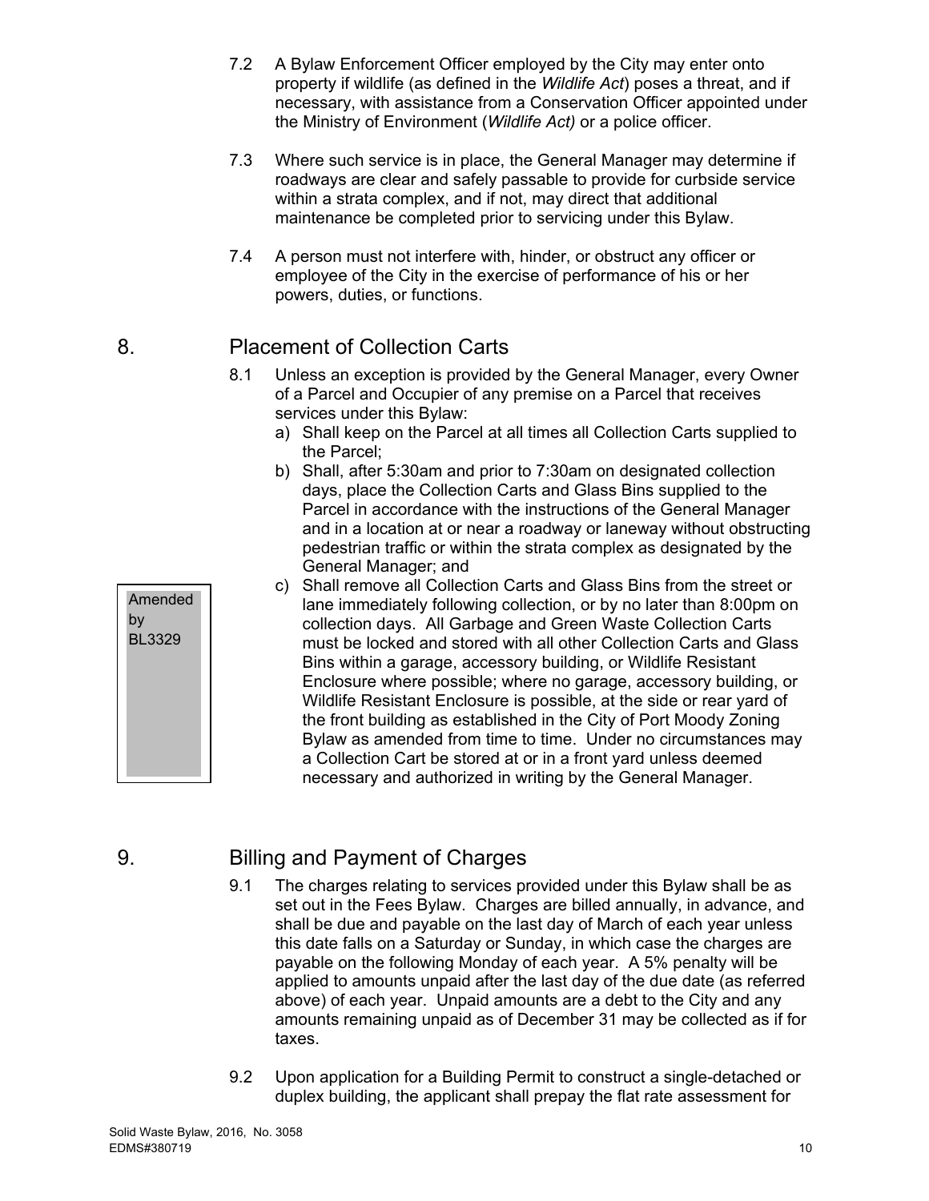7.2 A Bylaw Enforcement Officer employed by the City may enter onto property if wildlife (as defined in the *Wildlife Act*) poses a threat, and if necessary, with assistance from a Conservation Officer appointed under the Ministry of Environment (*Wildlife Act)* or a police officer.

7.3 Where such service is in place, the General Manager may determine if roadways are clear and safely passable to provide for curbside service within a strata complex, and if not, may direct that additional maintenance be completed prior to servicing under this Bylaw.

7.4 A person must not interfere with, hinder, or obstruct any officer or employee of the City in the exercise of performance of his or her powers, duties, or functions.

## 8. Placement of Collection Carts

8.1 Unless an exception is provided by the General Manager, every Owner of a Parcel and Occupier of any premise on a Parcel that receives services under this Bylaw:

a) Shall keep on the Parcel at all times all Collection Carts supplied to the Parcel;

b) Shall, after 5:30am and prior to 7:30am on designated collection days, place the Collection Carts and Glass Bins supplied to the Parcel in accordance with the instructions of the General Manager and in a location at or near a roadway or laneway without obstructing pedestrian traffic or within the strata complex as designated by the General Manager; and

c) Shall remove all Collection Carts and Glass Bins from the street or lane immediately following collection, or by no later than 8:00pm on collection days. All Garbage and Green Waste Collection Carts must be locked and stored with all other Collection Carts and Glass Bins within a garage, accessory building, or Wildlife Resistant Enclosure where possible; where no garage, accessory building, or Wildlife Resistant Enclosure is possible, at the side or rear yard of the front building as established in the City of Port Moody Zoning Bylaw as amended from time to time. Under no circumstances may a Collection Cart be stored at or in a front yard unless deemed necessary and authorized in writing by the General Manager.

Amended by BL3329

## 9. Billing and Payment of Charges

9.1 The charges relating to services provided under this Bylaw shall be as set out in the Fees Bylaw. Charges are billed annually, in advance, and shall be due and payable on the last day of March of each year unless this date falls on a Saturday or Sunday, in which case the charges are payable on the following Monday of each year. A 5% penalty will be applied to amounts unpaid after the last day of the due date (as referred above) of each year. Unpaid amounts are a debt to the City and any amounts remaining unpaid as of December 31 may be collected as if for taxes.

9.2 Upon application for a Building Permit to construct a single-detached or duplex building, the applicant shall prepay the flat rate assessment for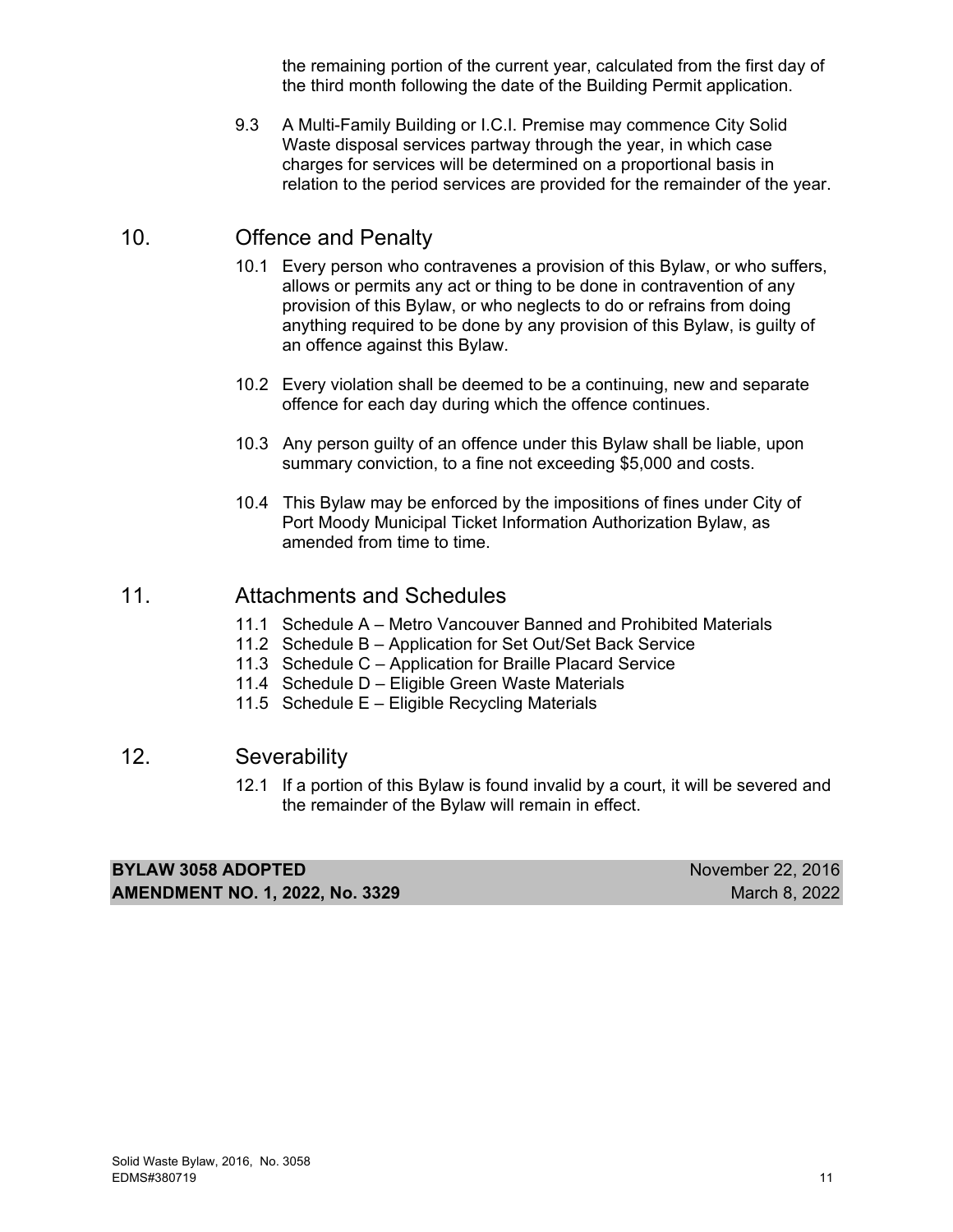the remaining portion of the current year, calculated from the first day of the third month following the date of the Building Permit application.

9.3 A Multi-Family Building or I.C.I. Premise may commence City Solid Waste disposal services partway through the year, in which case charges for services will be determined on a proportional basis in relation to the period services are provided for the remainder of the year.

## 10. Offence and Penalty

10.1 Every person who contravenes a provision of this Bylaw, or who suffers, allows or permits any act or thing to be done in contravention of any provision of this Bylaw, or who neglects to do or refrains from doing anything required to be done by any provision of this Bylaw, is guilty of an offence against this Bylaw.

10.2 Every violation shall be deemed to be a continuing, new and separate offence for each day during which the offence continues.

10.3 Any person guilty of an offence under this Bylaw shall be liable, upon summary conviction, to a fine not exceeding $5,000 and costs.

10.4 This Bylaw may be enforced by the impositions of fines under City of Port Moody Municipal Ticket Information Authorization Bylaw, as amended from time to time.

## 11. Attachments and Schedules

11.1 Schedule A – Metro Vancouver Banned and Prohibited Materials
11.2 Schedule B – Application for Set Out/Set Back Service
11.3 Schedule C – Application for Braille Placard Service
11.4 Schedule D – Eligible Green Waste Materials
11.5 Schedule E – Eligible Recycling Materials

## 12. Severability

12.1 If a portion of this Bylaw is found invalid by a court, it will be severed and the remainder of the Bylaw will remain in effect.

| | |
|---|---|
| **BYLAW 3058 ADOPTED** | November 22, 2016 |
| **AMENDMENT NO. 1, 2022, No. 3329** | March 8, 2022 |

Solid Waste Bylaw, 2016, No. 3058
EDMS#380719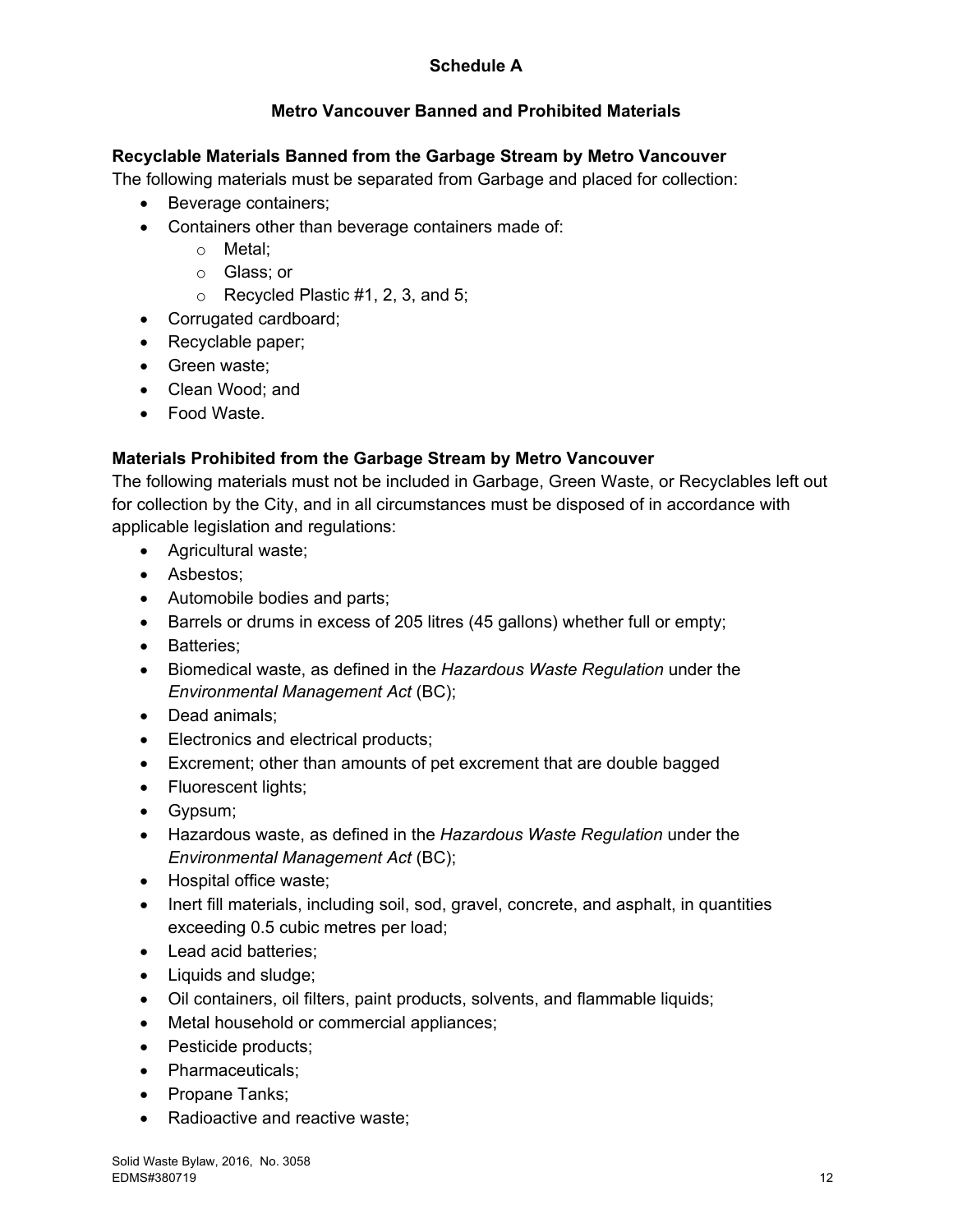**Schedule A**

**Metro Vancouver Banned and Prohibited Materials**

**Recyclable Materials Banned from the Garbage Stream by Metro Vancouver**

The following materials must be separated from Garbage and placed for collection:

- Beverage containers;
- Containers other than beverage containers made of:
  - Metal;
  - Glass; or
  - Recycled Plastic #1, 2, 3, and 5;
- Corrugated cardboard;
- Recyclable paper;
- Green waste;
- Clean Wood; and
- Food Waste.

**Materials Prohibited from the Garbage Stream by Metro Vancouver**

The following materials must not be included in Garbage, Green Waste, or Recyclables left out for collection by the City, and in all circumstances must be disposed of in accordance with applicable legislation and regulations:

- Agricultural waste;
- Asbestos;
- Automobile bodies and parts;
- Barrels or drums in excess of 205 litres (45 gallons) whether full or empty;
- Batteries;
- Biomedical waste, as defined in the *Hazardous Waste Regulation* under the *Environmental Management Act* (BC);
- Dead animals;
- Electronics and electrical products;
- Excrement; other than amounts of pet excrement that are double bagged
- Fluorescent lights;
- Gypsum;
- Hazardous waste, as defined in the *Hazardous Waste Regulation* under the *Environmental Management Act* (BC);
- Hospital office waste;
- Inert fill materials, including soil, sod, gravel, concrete, and asphalt, in quantities exceeding 0.5 cubic metres per load;
- Lead acid batteries;
- Liquids and sludge;
- Oil containers, oil filters, paint products, solvents, and flammable liquids;
- Metal household or commercial appliances;
- Pesticide products;
- Pharmaceuticals;
- Propane Tanks;
- Radioactive and reactive waste;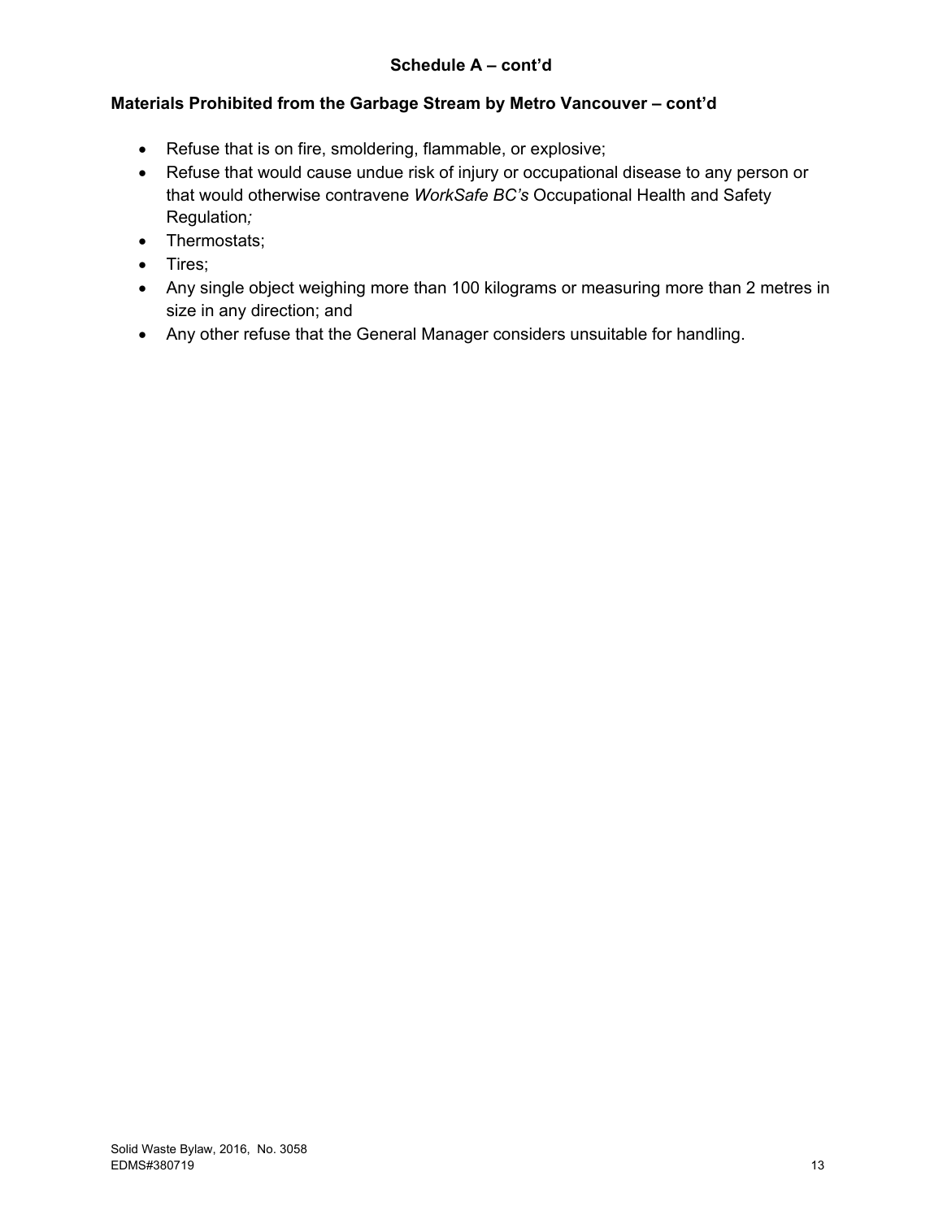**Schedule A – cont'd**

**Materials Prohibited from the Garbage Stream by Metro Vancouver – cont'd**

- Refuse that is on fire, smoldering, flammable, or explosive;
- Refuse that would cause undue risk of injury or occupational disease to any person or that would otherwise contravene *WorkSafe BC's* Occupational Health and Safety Regulation*;*
- Thermostats;
- Tires;
- Any single object weighing more than 100 kilograms or measuring more than 2 metres in size in any direction; and
- Any other refuse that the General Manager considers unsuitable for handling.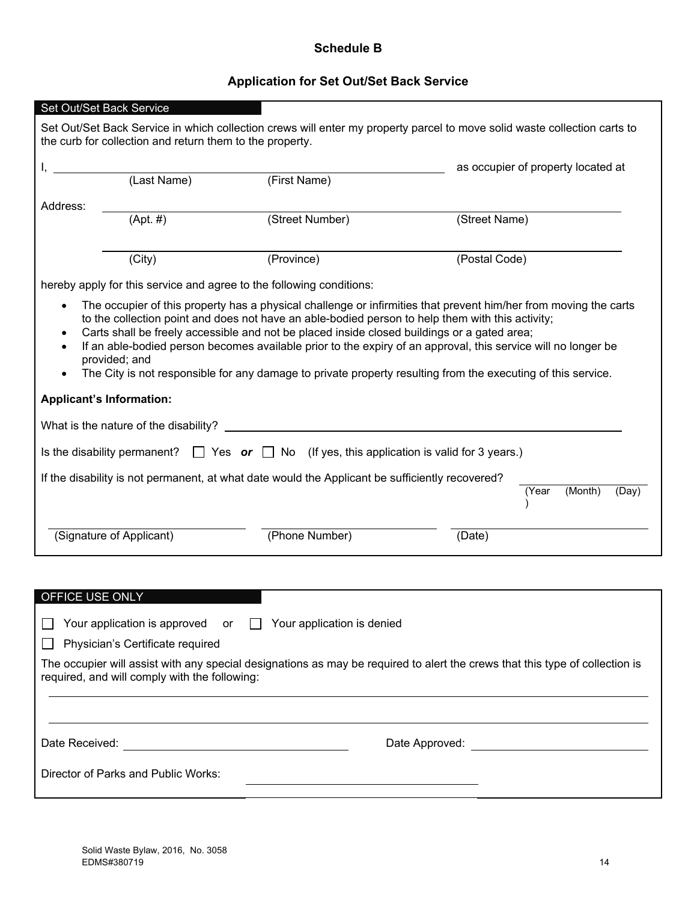## Schedule B

### Application for Set Out/Set Back Service

**Set Out/Set Back Service**

Set Out/Set Back Service in which collection crews will enter my property parcel to move solid waste collection carts to the curb for collection and return them to the property.

I, ______________________________________________ as occupier of property located at
(Last Name) (First Name)

Address: ______________________________________________
(Apt. #) (Street Number) (Street Name)

______________________________________________
(City) (Province) (Postal Code)

hereby apply for this service and agree to the following conditions:

- The occupier of this property has a physical challenge or infirmities that prevent him/her from moving the carts to the collection point and does not have an able-bodied person to help them with this activity;
- Carts shall be freely accessible and not be placed inside closed buildings or a gated area;
- If an able-bodied person becomes available prior to the expiry of an approval, this service will no longer be provided; and
- The City is not responsible for any damage to private property resulting from the executing of this service.

**Applicant's Information:**

What is the nature of the disability? ______________________________________________

Is the disability permanent? ☐ Yes ***or*** ☐ No (If yes, this application is valid for 3 years.)

If the disability is not permanent, at what date would the Applicant be sufficiently recovered? ____________
(Year) (Month) (Day)

______________________ ______________________ ______________________
(Signature of Applicant) (Phone Number) (Date)

**OFFICE USE ONLY**

☐ Your application is approved or ☐ Your application is denied

☐ Physician's Certificate required

The occupier will assist with any special designations as may be required to alert the crews that this type of collection is required, and will comply with the following:

______________________________________________

______________________________________________

Date Received: ______________________ Date Approved: ______________________

Director of Parks and Public Works: ______________________

Solid Waste Bylaw, 2016, No. 3058
EDMS#380719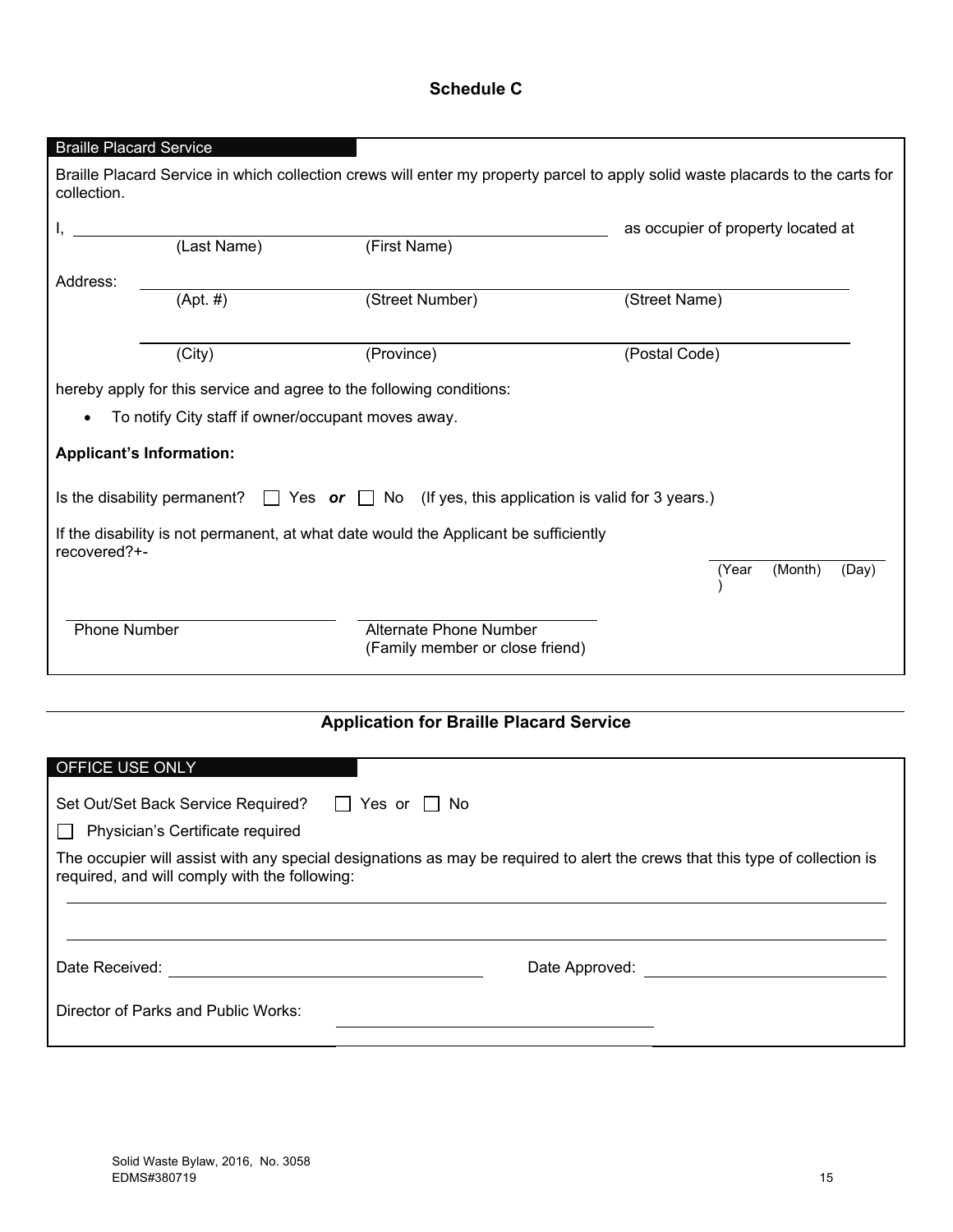## Schedule C

**Braille Placard Service**

Braille Placard Service in which collection crews will enter my property parcel to apply solid waste placards to the carts for collection.

I, \_\_\_\_\_\_\_\_\_\_\_\_\_\_\_\_\_\_\_\_\_\_\_\_\_\_\_\_\_\_\_\_\_\_\_\_\_\_\_\_ as occupier of property located at
(Last Name) (First Name)

Address: \_\_\_\_\_\_\_\_\_\_\_\_\_\_\_\_\_\_\_\_\_\_\_\_\_\_\_\_\_\_\_\_\_\_\_\_\_\_\_\_
(Apt. #) (Street Number) (Street Name)

\_\_\_\_\_\_\_\_\_\_\_\_\_\_\_\_\_\_\_\_\_\_\_\_\_\_\_\_\_\_\_\_\_\_\_\_\_\_\_\_
(City) (Province) (Postal Code)

hereby apply for this service and agree to the following conditions:

- To notify City staff if owner/occupant moves away.

**Applicant's Information:**

Is the disability permanent? ☐ Yes ***or*** ☐ No (If yes, this application is valid for 3 years.)

If the disability is not permanent, at what date would the Applicant be sufficiently recovered?+-

\_\_\_\_\_\_\_\_\_\_\_\_\_\_\_\_\_\_\_\_
(Year) (Month) (Day)

\_\_\_\_\_\_\_\_\_\_\_\_\_\_\_\_\_\_\_\_ \_\_\_\_\_\_\_\_\_\_\_\_\_\_\_\_\_\_\_\_
Phone Number Alternate Phone Number
(Family member or close friend)

### Application for Braille Placard Service

**OFFICE USE ONLY**

Set Out/Set Back Service Required? ☐ Yes or ☐ No

☐ Physician's Certificate required

The occupier will assist with any special designations as may be required to alert the crews that this type of collection is required, and will comply with the following:

\_\_\_\_\_\_\_\_\_\_\_\_\_\_\_\_\_\_\_\_\_\_\_\_\_\_\_\_\_\_\_\_\_\_\_\_\_\_\_\_

\_\_\_\_\_\_\_\_\_\_\_\_\_\_\_\_\_\_\_\_\_\_\_\_\_\_\_\_\_\_\_\_\_\_\_\_\_\_\_\_

Date Received: \_\_\_\_\_\_\_\_\_\_\_\_\_\_\_\_\_\_\_\_ Date Approved: \_\_\_\_\_\_\_\_\_\_\_\_\_\_\_\_\_\_\_\_

Director of Parks and Public Works: \_\_\_\_\_\_\_\_\_\_\_\_\_\_\_\_\_\_\_\_

Solid Waste Bylaw, 2016, No. 3058
EDMS#380719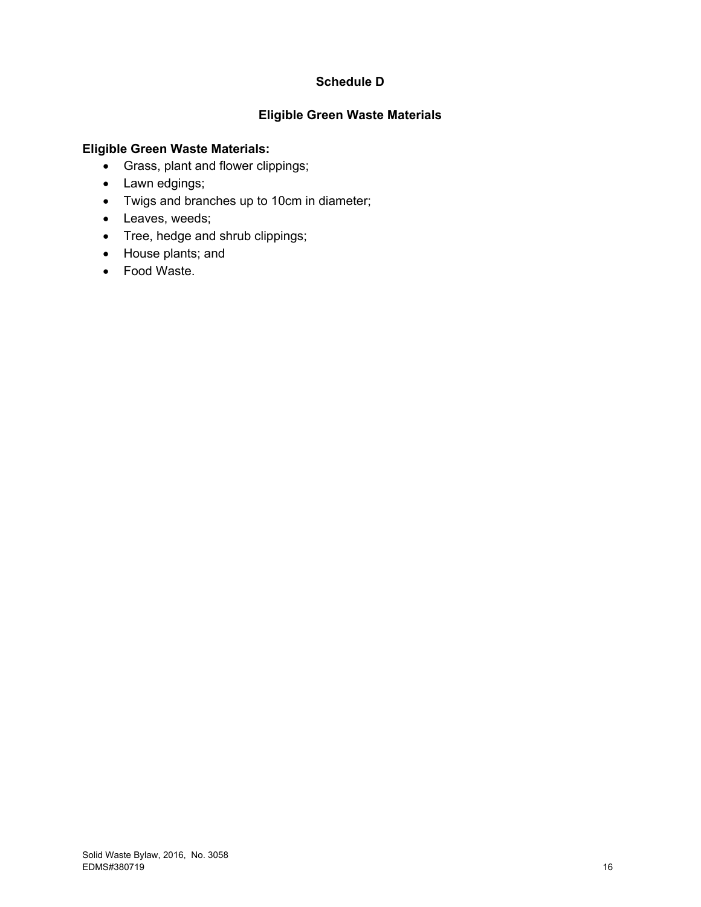# Schedule D

## Eligible Green Waste Materials

**Eligible Green Waste Materials:**

- Grass, plant and flower clippings;
- Lawn edgings;
- Twigs and branches up to 10cm in diameter;
- Leaves, weeds;
- Tree, hedge and shrub clippings;
- House plants; and
- Food Waste.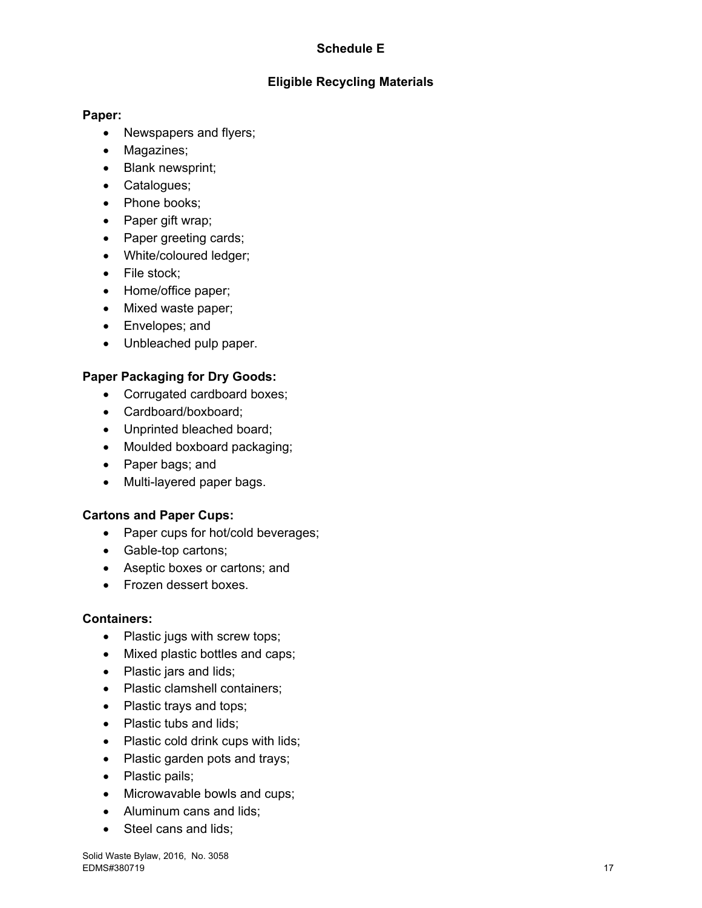## Schedule E

## Eligible Recycling Materials

**Paper:**

- Newspapers and flyers;
- Magazines;
- Blank newsprint;
- Catalogues;
- Phone books;
- Paper gift wrap;
- Paper greeting cards;
- White/coloured ledger;
- File stock;
- Home/office paper;
- Mixed waste paper;
- Envelopes; and
- Unbleached pulp paper.

**Paper Packaging for Dry Goods:**

- Corrugated cardboard boxes;
- Cardboard/boxboard;
- Unprinted bleached board;
- Moulded boxboard packaging;
- Paper bags; and
- Multi-layered paper bags.

**Cartons and Paper Cups:**

- Paper cups for hot/cold beverages;
- Gable-top cartons;
- Aseptic boxes or cartons; and
- Frozen dessert boxes.

**Containers:**

- Plastic jugs with screw tops;
- Mixed plastic bottles and caps;
- Plastic jars and lids;
- Plastic clamshell containers;
- Plastic trays and tops;
- Plastic tubs and lids;
- Plastic cold drink cups with lids;
- Plastic garden pots and trays;
- Plastic pails;
- Microwavable bowls and cups;
- Aluminum cans and lids;
- Steel cans and lids;

Solid Waste Bylaw, 2016, No. 3058
EDMS#380719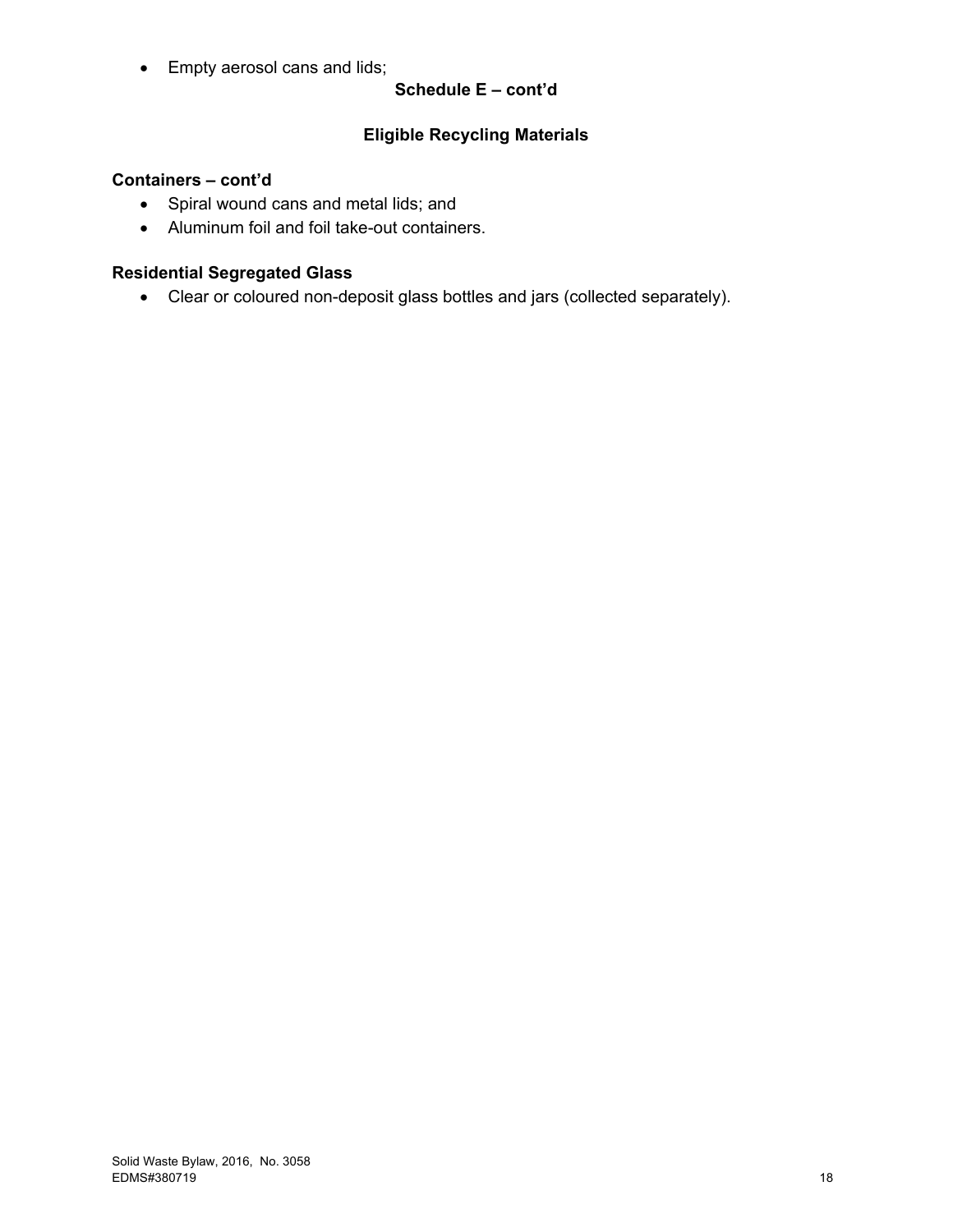- Empty aerosol cans and lids;

**Schedule E – cont'd**

**Eligible Recycling Materials**

**Containers – cont'd**

- Spiral wound cans and metal lids; and
- Aluminum foil and foil take-out containers.

**Residential Segregated Glass**

- Clear or coloured non-deposit glass bottles and jars (collected separately).